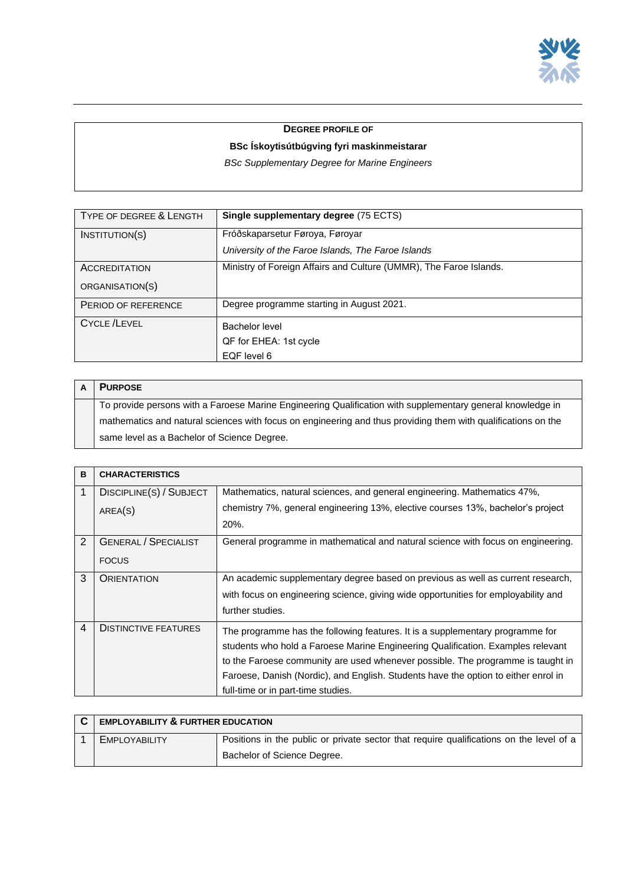**DEGREE PROFILE OF**

**BSc Ískoytisútbúgving fyri maskinmeistarar**

*BSc Supplementary Degree for Marine Engineers*

| | |
|---|---|
| TYPE OF DEGREE & LENGTH | **Single supplementary degree** (75 ECTS) |
| INSTITUTION(S) | Fróðskaparsetur Føroya, Føroyar<br>*University of the Faroe Islands, The Faroe Islands* |
| ACCREDITATION ORGANISATION(S) | Ministry of Foreign Affairs and Culture (UMMR), The Faroe Islands. |
| PERIOD OF REFERENCE | Degree programme starting in August 2021. |
| CYCLE /LEVEL | Bachelor level<br>QF for EHEA: 1st cycle<br>EQF level 6 |

| A | PURPOSE |
|---|---|
| | To provide persons with a Faroese Marine Engineering Qualification with supplementary general knowledge in mathematics and natural sciences with focus on engineering and thus providing them with qualifications on the same level as a Bachelor of Science Degree. |

| B | CHARACTERISTICS | |
|---|---|---|
| 1 | DISCIPLINE(S) / SUBJECT AREA(S) | Mathematics, natural sciences, and general engineering. Mathematics 47%, chemistry 7%, general engineering 13%, elective courses 13%, bachelor's project 20%. |
| 2 | GENERAL / SPECIALIST FOCUS | General programme in mathematical and natural science with focus on engineering. |
| 3 | ORIENTATION | An academic supplementary degree based on previous as well as current research, with focus on engineering science, giving wide opportunities for employability and further studies. |
| 4 | DISTINCTIVE FEATURES | The programme has the following features. It is a supplementary programme for students who hold a Faroese Marine Engineering Qualification. Examples relevant to the Faroese community are used whenever possible. The programme is taught in Faroese, Danish (Nordic), and English. Students have the option to either enrol in full-time or in part-time studies. |

| C | EMPLOYABILITY & FURTHER EDUCATION | |
|---|---|---|
| 1 | EMPLOYABILITY | Positions in the public or private sector that require qualifications on the level of a Bachelor of Science Degree. |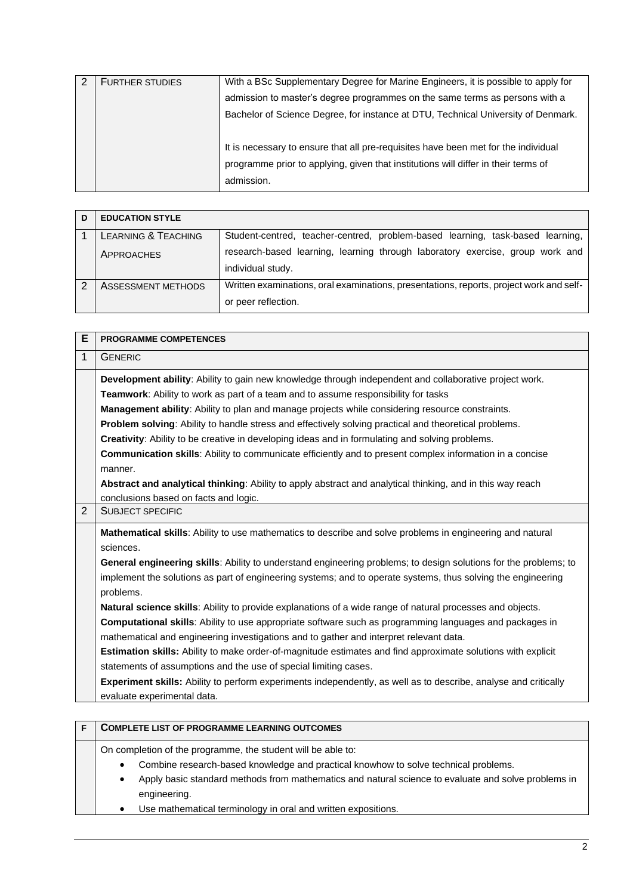| 2 | FURTHER STUDIES | With a BSc Supplementary Degree for Marine Engineers, it is possible to apply for admission to master's degree programmes on the same terms as persons with a Bachelor of Science Degree, for instance at DTU, Technical University of Denmark.<br><br>It is necessary to ensure that all pre-requisites have been met for the individual programme prior to applying, given that institutions will differ in their terms of admission. |
|---|---|---|

| D | EDUCATION STYLE | |
|---|---|---|
| 1 | LEARNING & TEACHING APPROACHES | Student-centred, teacher-centred, problem-based learning, task-based learning, research-based learning, learning through laboratory exercise, group work and individual study. |
| 2 | ASSESSMENT METHODS | Written examinations, oral examinations, presentations, reports, project work and self- or peer reflection. |

| E | PROGRAMME COMPETENCES |
|---|---|
| 1 | GENERIC |
| | **Development ability**: Ability to gain new knowledge through independent and collaborative project work.<br>**Teamwork**: Ability to work as part of a team and to assume responsibility for tasks<br>**Management ability**: Ability to plan and manage projects while considering resource constraints.<br>**Problem solving**: Ability to handle stress and effectively solving practical and theoretical problems.<br>**Creativity**: Ability to be creative in developing ideas and in formulating and solving problems.<br>**Communication skills**: Ability to communicate efficiently and to present complex information in a concise manner.<br>**Abstract and analytical thinking**: Ability to apply abstract and analytical thinking, and in this way reach conclusions based on facts and logic. |
| 2 | SUBJECT SPECIFIC |
| | **Mathematical skills**: Ability to use mathematics to describe and solve problems in engineering and natural sciences.<br>**General engineering skills**: Ability to understand engineering problems; to design solutions for the problems; to implement the solutions as part of engineering systems; and to operate systems, thus solving the engineering problems.<br>**Natural science skills**: Ability to provide explanations of a wide range of natural processes and objects.<br>**Computational skills**: Ability to use appropriate software such as programming languages and packages in mathematical and engineering investigations and to gather and interpret relevant data.<br>**Estimation skills:** Ability to make order-of-magnitude estimates and find approximate solutions with explicit statements of assumptions and the use of special limiting cases.<br>**Experiment skills:** Ability to perform experiments independently, as well as to describe, analyse and critically evaluate experimental data. |

| F | COMPLETE LIST OF PROGRAMME LEARNING OUTCOMES |
|---|---|
| | On completion of the programme, the student will be able to:<br>• Combine research-based knowledge and practical knowhow to solve technical problems.<br>• Apply basic standard methods from mathematics and natural science to evaluate and solve problems in engineering.<br>• Use mathematical terminology in oral and written expositions. |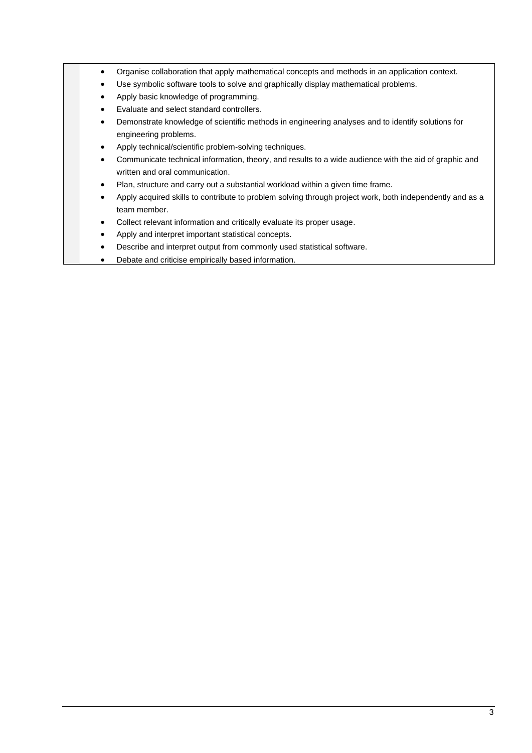- Organise collaboration that apply mathematical concepts and methods in an application context.
- Use symbolic software tools to solve and graphically display mathematical problems.
- Apply basic knowledge of programming.
- Evaluate and select standard controllers.
- Demonstrate knowledge of scientific methods in engineering analyses and to identify solutions for engineering problems.
- Apply technical/scientific problem-solving techniques.
- Communicate technical information, theory, and results to a wide audience with the aid of graphic and written and oral communication.
- Plan, structure and carry out a substantial workload within a given time frame.
- Apply acquired skills to contribute to problem solving through project work, both independently and as a team member.
- Collect relevant information and critically evaluate its proper usage.
- Apply and interpret important statistical concepts.
- Describe and interpret output from commonly used statistical software.
- Debate and criticise empirically based information.